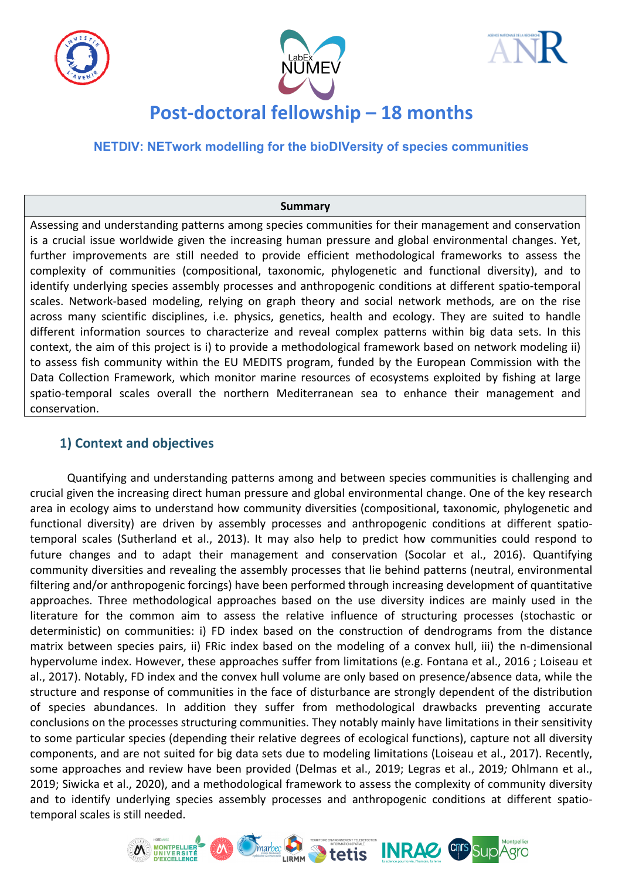# Post-doctoral fellowship – 18 months

### NETDIV: NETwork modelling for the bioDIVersity of species communities

**Summary**

Assessing and understanding patterns among species communities for their management and conservation is a crucial issue worldwide given the increasing human pressure and global environmental changes. Yet, further improvements are still needed to provide efficient methodological frameworks to assess the complexity of communities (compositional, taxonomic, phylogenetic and functional diversity), and to identify underlying species assembly processes and anthropogenic conditions at different spatio-temporal scales. Network-based modeling, relying on graph theory and social network methods, are on the rise across many scientific disciplines, i.e. physics, genetics, health and ecology. They are suited to handle different information sources to characterize and reveal complex patterns within big data sets. In this context, the aim of this project is i) to provide a methodological framework based on network modeling ii) to assess fish community within the EU MEDITS program, funded by the European Commission with the Data Collection Framework, which monitor marine resources of ecosystems exploited by fishing at large spatio-temporal scales overall the northern Mediterranean sea to enhance their management and conservation.

## 1) Context and objectives

Quantifying and understanding patterns among and between species communities is challenging and crucial given the increasing direct human pressure and global environmental change. One of the key research area in ecology aims to understand how community diversities (compositional, taxonomic, phylogenetic and functional diversity) are driven by assembly processes and anthropogenic conditions at different spatio-temporal scales (Sutherland et al., 2013). It may also help to predict how communities could respond to future changes and to adapt their management and conservation (Socolar et al., 2016). Quantifying community diversities and revealing the assembly processes that lie behind patterns (neutral, environmental filtering and/or anthropogenic forcings) have been performed through increasing development of quantitative approaches. Three methodological approaches based on the use diversity indices are mainly used in the literature for the common aim to assess the relative influence of structuring processes (stochastic or deterministic) on communities: i) FD index based on the construction of dendrograms from the distance matrix between species pairs, ii) FRic index based on the modeling of a convex hull, iii) the n-dimensional hypervolume index. However, these approaches suffer from limitations (e.g. Fontana et al., 2016 ; Loiseau et al., 2017). Notably, FD index and the convex hull volume are only based on presence/absence data, while the structure and response of communities in the face of disturbance are strongly dependent of the distribution of species abundances. In addition they suffer from methodological drawbacks preventing accurate conclusions on the processes structuring communities. They notably mainly have limitations in their sensitivity to some particular species (depending their relative degrees of ecological functions), capture not all diversity components, and are not suited for big data sets due to modeling limitations (Loiseau et al., 2017). Recently, some approaches and review have been provided (Delmas et al., 2019; Legras et al., 2019; Ohlmann et al., 2019; Siwicka et al., 2020), and a methodological framework to assess the complexity of community diversity and to identify underlying species assembly processes and anthropogenic conditions at different spatio-temporal scales is still needed.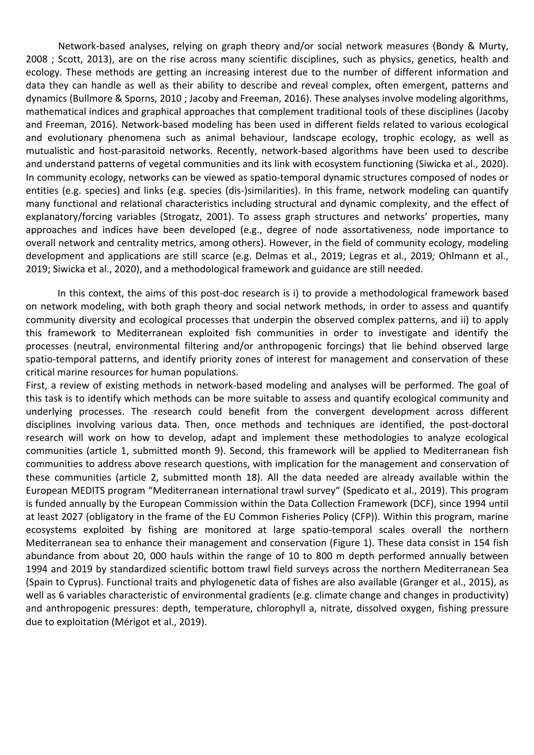Network-based analyses, relying on graph theory and/or social network measures (Bondy & Murty, 2008 ; Scott, 2013), are on the rise across many scientific disciplines, such as physics, genetics, health and ecology. These methods are getting an increasing interest due to the number of different information and data they can handle as well as their ability to describe and reveal complex, often emergent, patterns and dynamics (Bullmore & Sporns, 2010 ; Jacoby and Freeman, 2016). These analyses involve modeling algorithms, mathematical indices and graphical approaches that complement traditional tools of these disciplines (Jacoby and Freeman, 2016). Network-based modeling has been used in different fields related to various ecological and evolutionary phenomena such as animal behaviour, landscape ecology, trophic ecology, as well as mutualistic and host-parasitoid networks. Recently, network-based algorithms have been used to describe and understand patterns of vegetal communities and its link with ecosystem functioning (Siwicka et al., 2020). In community ecology, networks can be viewed as spatio-temporal dynamic structures composed of nodes or entities (e.g. species) and links (e.g. species (dis-)similarities). In this frame, network modeling can quantify many functional and relational characteristics including structural and dynamic complexity, and the effect of explanatory/forcing variables (Strogatz, 2001). To assess graph structures and networks' properties, many approaches and indices have been developed (e.g., degree of node assortativeness, node importance to overall network and centrality metrics, among others). However, in the field of community ecology, modeling development and applications are still scarce (e.g. Delmas et al., 2019; Legras et al., 2019*;* Ohlmann et al., 2019; Siwicka et al., 2020), and a methodological framework and guidance are still needed.

In this context, the aims of this post-doc research is i) to provide a methodological framework based on network modeling, with both graph theory and social network methods, in order to assess and quantify community diversity and ecological processes that underpin the observed complex patterns, and ii) to apply this framework to Mediterranean exploited fish communities in order to investigate and identify the processes (neutral, environmental filtering and/or anthropogenic forcings) that lie behind observed large spatio-temporal patterns, and identify priority zones of interest for management and conservation of these critical marine resources for human populations.

First, a review of existing methods in network-based modeling and analyses will be performed. The goal of this task is to identify which methods can be more suitable to assess and quantify ecological community and underlying processes. The research could benefit from the convergent development across different disciplines involving various data. Then, once methods and techniques are identified, the post-doctoral research will work on how to develop, adapt and implement these methodologies to analyze ecological communities (article 1, submitted month 9). Second, this framework will be applied to Mediterranean fish communities to address above research questions, with implication for the management and conservation of these communities (article 2, submitted month 18). All the data needed are already available within the European MEDITS program "Mediterranean international trawl survey" (Spedicato et al., 2019). This program is funded annually by the European Commission within the Data Collection Framework (DCF), since 1994 until at least 2027 (obligatory in the frame of the EU Common Fisheries Policy (CFP)). Within this program, marine ecosystems exploited by fishing are monitored at large spatio-temporal scales overall the northern Mediterranean sea to enhance their management and conservation (Figure 1). These data consist in 154 fish abundance from about 20, 000 hauls within the range of 10 to 800 m depth performed annually between 1994 and 2019 by standardized scientific bottom trawl field surveys across the northern Mediterranean Sea (Spain to Cyprus). Functional traits and phylogenetic data of fishes are also available (Granger et al., 2015), as well as 6 variables characteristic of environmental gradients (e.g. climate change and changes in productivity) and anthropogenic pressures: depth, temperature, chlorophyll a, nitrate, dissolved oxygen, fishing pressure due to exploitation (Mérigot et al., 2019).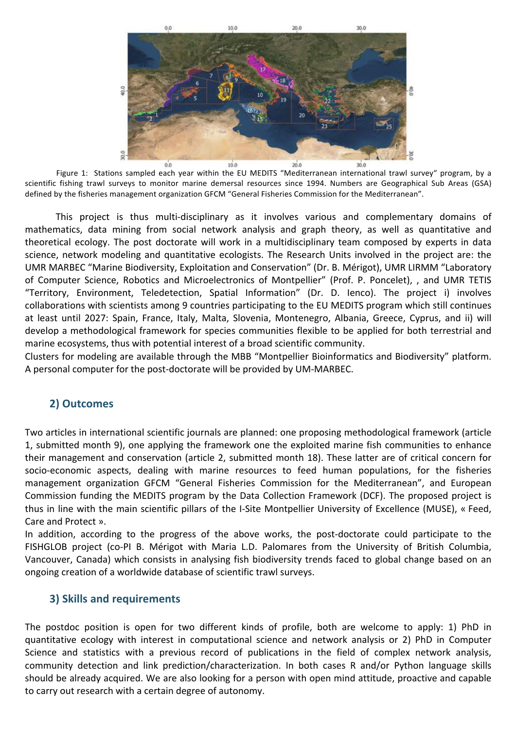Figure 1: Stations sampled each year within the EU MEDITS "Mediterranean international trawl survey" program, by a scientific fishing trawl surveys to monitor marine demersal resources since 1994. Numbers are Geographical Sub Areas (GSA) defined by the fisheries management organization GFCM "General Fisheries Commission for the Mediterranean".

This project is thus multi-disciplinary as it involves various and complementary domains of mathematics, data mining from social network analysis and graph theory, as well as quantitative and theoretical ecology. The post doctorate will work in a multidisciplinary team composed by experts in data science, network modeling and quantitative ecologists. The Research Units involved in the project are: the UMR MARBEC "Marine Biodiversity, Exploitation and Conservation" (Dr. B. Mérigot), UMR LIRMM "Laboratory of Computer Science, Robotics and Microelectronics of Montpellier" (Prof. P. Poncelet), , and UMR TETIS "Territory, Environment, Teledetection, Spatial Information" (Dr. D. Ienco). The project i) involves collaborations with scientists among 9 countries participating to the EU MEDITS program which still continues at least until 2027: Spain, France, Italy, Malta, Slovenia, Montenegro, Albania, Greece, Cyprus, and ii) will develop a methodological framework for species communities flexible to be applied for both terrestrial and marine ecosystems, thus with potential interest of a broad scientific community.
Clusters for modeling are available through the MBB "Montpellier Bioinformatics and Biodiversity" platform. A personal computer for the post-doctorate will be provided by UM-MARBEC.

## 2) Outcomes

Two articles in international scientific journals are planned: one proposing methodological framework (article 1, submitted month 9), one applying the framework one the exploited marine fish communities to enhance their management and conservation (article 2, submitted month 18). These latter are of critical concern for socio-economic aspects, dealing with marine resources to feed human populations, for the fisheries management organization GFCM "General Fisheries Commission for the Mediterranean", and European Commission funding the MEDITS program by the Data Collection Framework (DCF). The proposed project is thus in line with the main scientific pillars of the I-Site Montpellier University of Excellence (MUSE), « Feed, Care and Protect ».
In addition, according to the progress of the above works, the post-doctorate could participate to the FISHGLOB project (co-PI B. Mérigot with Maria L.D. Palomares from the University of British Columbia, Vancouver, Canada) which consists in analysing fish biodiversity trends faced to global change based on an ongoing creation of a worldwide database of scientific trawl surveys.

## 3) Skills and requirements

The postdoc position is open for two different kinds of profile, both are welcome to apply: 1) PhD in quantitative ecology with interest in computational science and network analysis or 2) PhD in Computer Science and statistics with a previous record of publications in the field of complex network analysis, community detection and link prediction/characterization. In both cases R and/or Python language skills should be already acquired. We are also looking for a person with open mind attitude, proactive and capable to carry out research with a certain degree of autonomy.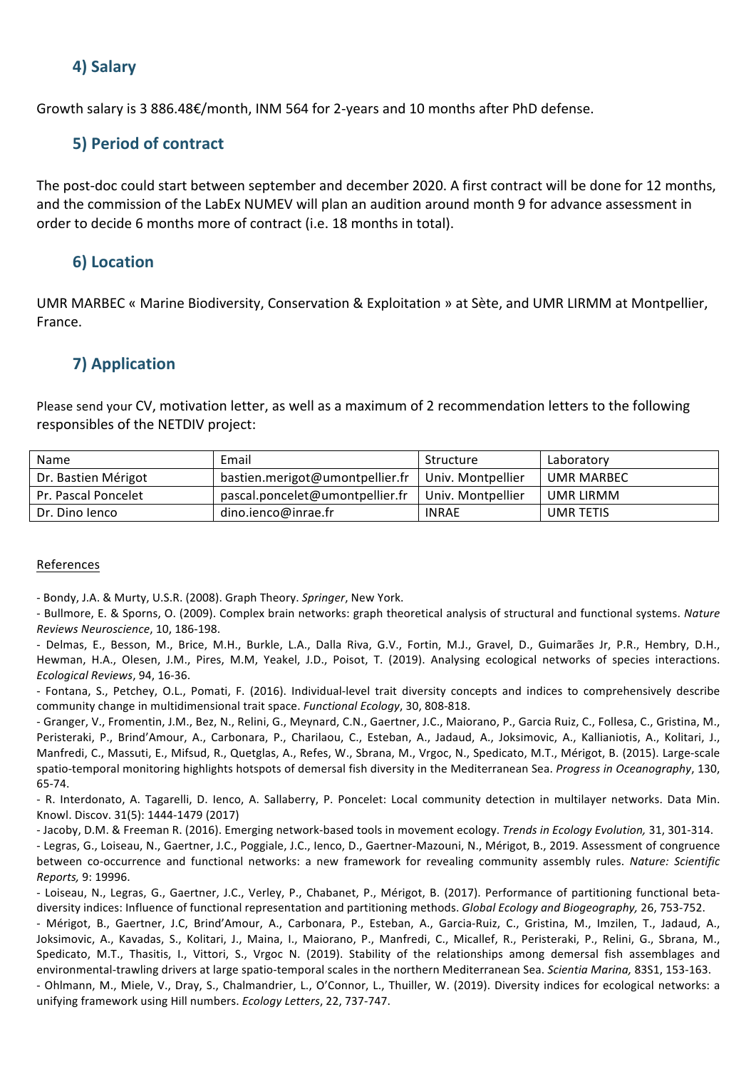## 4) Salary

Growth salary is 3 886.48€/month, INM 564 for 2-years and 10 months after PhD defense.

## 5) Period of contract

The post-doc could start between september and december 2020. A first contract will be done for 12 months, and the commission of the LabEx NUMEV will plan an audition around month 9 for advance assessment in order to decide 6 months more of contract (i.e. 18 months in total).

## 6) Location

UMR MARBEC « Marine Biodiversity, Conservation & Exploitation » at Sète, and UMR LIRMM at Montpellier, France.

## 7) Application

Please send your CV, motivation letter, as well as a maximum of 2 recommendation letters to the following responsibles of the NETDIV project:

| Name | Email | Structure | Laboratory |
|---|---|---|---|
| Dr. Bastien Mérigot | bastien.merigot@umontpellier.fr | Univ. Montpellier | UMR MARBEC |
| Pr. Pascal Poncelet | pascal.poncelet@umontpellier.fr | Univ. Montpellier | UMR LIRMM |
| Dr. Dino Ienco | dino.ienco@inrae.fr | INRAE | UMR TETIS |

References

- Bondy, J.A. & Murty, U.S.R. (2008). Graph Theory. *Springer*, New York.
- Bullmore, E. & Sporns, O. (2009). Complex brain networks: graph theoretical analysis of structural and functional systems. *Nature Reviews Neuroscience*, 10, 186-198.
- Delmas, E., Besson, M., Brice, M.H., Burkle, L.A., Dalla Riva, G.V., Fortin, M.J., Gravel, D., Guimarães Jr, P.R., Hembry, D.H., Hewman, H.A., Olesen, J.M., Pires, M.M, Yeakel, J.D., Poisot, T. (2019). Analysing ecological networks of species interactions. *Ecological Reviews*, 94, 16-36.
- Fontana, S., Petchey, O.L., Pomati, F. (2016). Individual-level trait diversity concepts and indices to comprehensively describe community change in multidimensional trait space. *Functional Ecology*, 30, 808-818.
- Granger, V., Fromentin, J.M., Bez, N., Relini, G., Meynard, C.N., Gaertner, J.C., Maiorano, P., Garcia Ruiz, C., Follesa, C., Gristina, M., Peristeraki, P., Brind'Amour, A., Carbonara, P., Charilaou, C., Esteban, A., Jadaud, A., Joksimovic, A., Kallianiotis, A., Kolitari, J., Manfredi, C., Massuti, E., Mifsud, R., Quetglas, A., Refes, W., Sbrana, M., Vrgoc, N., Spedicato, M.T., Mérigot, B. (2015). Large-scale spatio-temporal monitoring highlights hotspots of demersal fish diversity in the Mediterranean Sea. *Progress in Oceanography*, 130, 65-74.
- R. Interdonato, A. Tagarelli, D. Ienco, A. Sallaberry, P. Poncelet: Local community detection in multilayer networks. Data Min. Knowl. Discov. 31(5): 1444-1479 (2017)
- Jacoby, D.M. & Freeman R. (2016). Emerging network-based tools in movement ecology. *Trends in Ecology Evolution,* 31, 301-314.
- Legras, G., Loiseau, N., Gaertner, J.C., Poggiale, J.C., Ienco, D., Gaertner-Mazouni, N., Mérigot, B., 2019. Assessment of congruence between co-occurrence and functional networks: a new framework for revealing community assembly rules. *Nature: Scientific Reports,* 9: 19996.
- Loiseau, N., Legras, G., Gaertner, J.C., Verley, P., Chabanet, P., Mérigot, B. (2017). Performance of partitioning functional beta-diversity indices: Influence of functional representation and partitioning methods. *Global Ecology and Biogeography,* 26, 753-752.
- Mérigot, B., Gaertner, J.C, Brind'Amour, A., Carbonara, P., Esteban, A., Garcia-Ruiz, C., Gristina, M., Imzilen, T., Jadaud, A., Joksimovic, A., Kavadas, S., Kolitari, J., Maina, I., Maiorano, P., Manfredi, C., Micallef, R., Peristeraki, P., Relini, G., Sbrana, M., Spedicato, M.T., Thasitis, I., Vittori, S., Vrgoc N. (2019). Stability of the relationships among demersal fish assemblages and environmental-trawling drivers at large spatio-temporal scales in the northern Mediterranean Sea. *Scientia Marina,* 83S1, 153-163.
- Ohlmann, M., Miele, V., Dray, S., Chalmandrier, L., O'Connor, L., Thuiller, W. (2019). Diversity indices for ecological networks: a unifying framework using Hill numbers. *Ecology Letters*, 22, 737-747.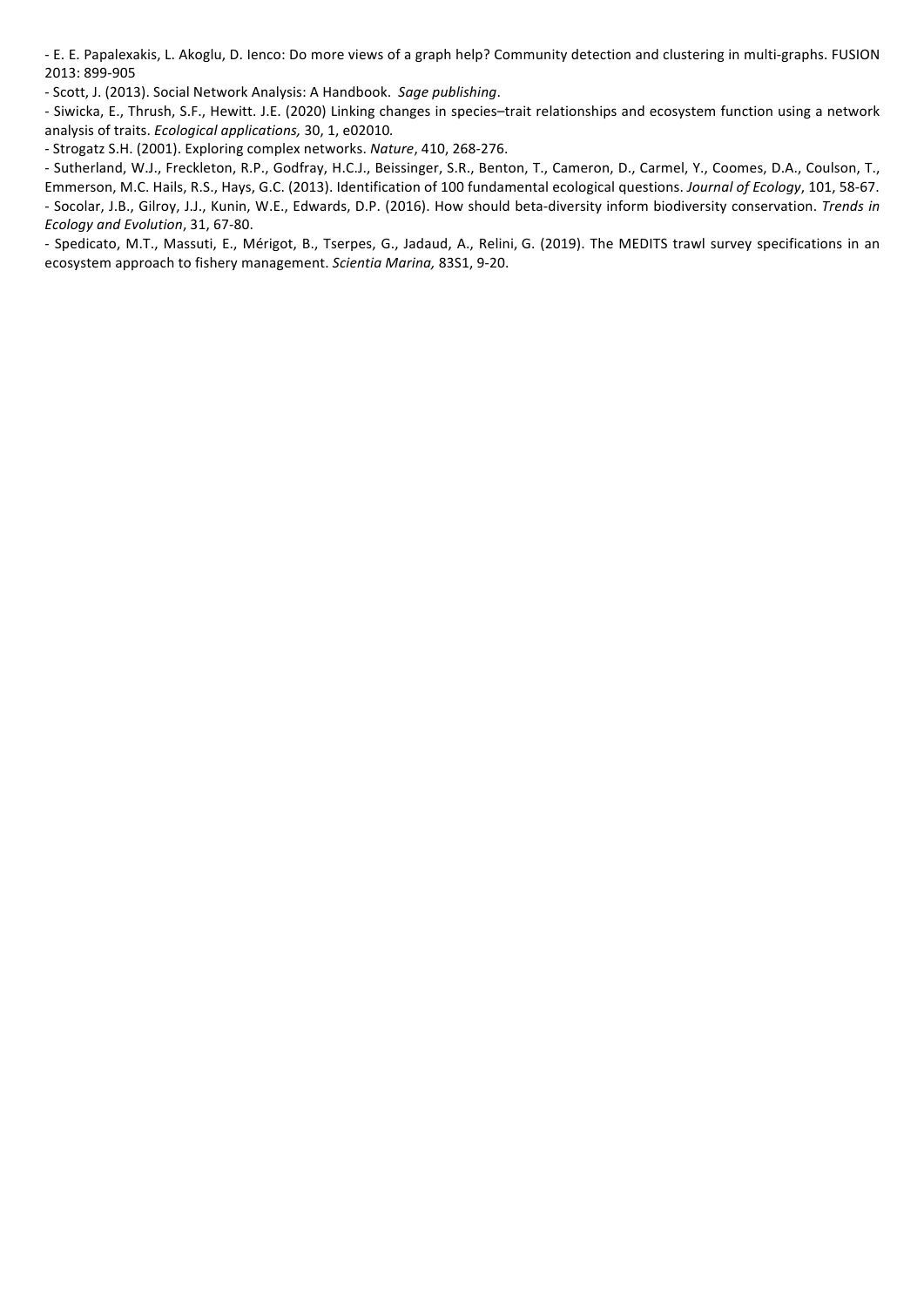- E. E. Papalexakis, L. Akoglu, D. Ienco: Do more views of a graph help? Community detection and clustering in multi-graphs. FUSION 2013: 899-905

- Scott, J. (2013). Social Network Analysis: A Handbook. *Sage publishing*.

- Siwicka, E., Thrush, S.F., Hewitt. J.E. (2020) Linking changes in species–trait relationships and ecosystem function using a network analysis of traits. *Ecological applications,* 30, 1, e02010*.*

- Strogatz S.H. (2001). Exploring complex networks. *Nature*, 410, 268-276.

- Sutherland, W.J., Freckleton, R.P., Godfray, H.C.J., Beissinger, S.R., Benton, T., Cameron, D., Carmel, Y., Coomes, D.A., Coulson, T., Emmerson, M.C. Hails, R.S., Hays, G.C. (2013). Identification of 100 fundamental ecological questions. *Journal of Ecology*, 101, 58-67.

- Socolar, J.B., Gilroy, J.J., Kunin, W.E., Edwards, D.P. (2016). How should beta-diversity inform biodiversity conservation. *Trends in Ecology and Evolution*, 31, 67-80.

- Spedicato, M.T., Massuti, E., Mérigot, B., Tserpes, G., Jadaud, A., Relini, G. (2019). The MEDITS trawl survey specifications in an ecosystem approach to fishery management. *Scientia Marina,* 83S1, 9-20.